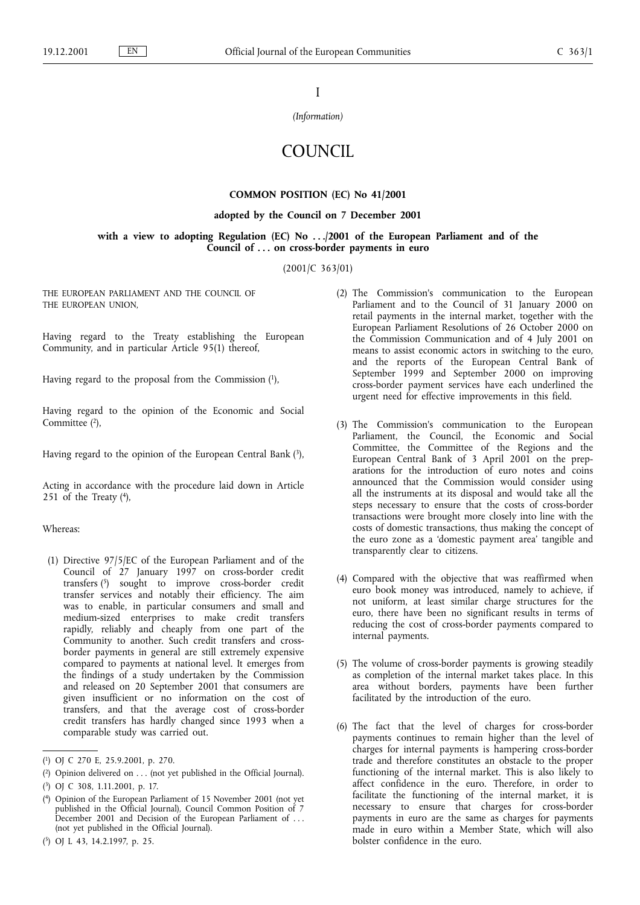I

*(Information)*

# COUNCIL

## COMMON POSITION (EC) No 41/2001

### adopted by the Council on 7 December 2001

### with a view to adopting Regulation (EC) No .../2001 of the European Parliament and of the Council of ... on cross-border payments in euro

(2001/C 363/01)

THE EUROPEAN PARLIAMENT AND THE COUNCIL OF THE EUROPEAN UNION,

Having regard to the Treaty establishing the European Community, and in particular Article 95(1) thereof,

Having regard to the proposal from the Commission [1],

Having regard to the opinion of the Economic and Social Committee [2],

Having regard to the opinion of the European Central Bank [3],

Acting in accordance with the procedure laid down in Article 251 of the Treaty [4],

Whereas:

(1) Directive 97/5/EC of the European Parliament and of the Council of 27 January 1997 on cross-border credit transfers [5] sought to improve cross-border credit transfer services and notably their efficiency. The aim was to enable, in particular consumers and small and medium-sized enterprises to make credit transfers rapidly, reliably and cheaply from one part of the Community to another. Such credit transfers and cross-border payments in general are still extremely expensive compared to payments at national level. It emerges from the findings of a study undertaken by the Commission and released on 20 September 2001 that consumers are given insufficient or no information on the cost of transfers, and that the average cost of cross-border credit transfers has hardly changed since 1993 when a comparable study was carried out.

(2) The Commission's communication to the European Parliament and to the Council of 31 January 2000 on retail payments in the internal market, together with the European Parliament Resolutions of 26 October 2000 on the Commission Communication and of 4 July 2001 on means to assist economic actors in switching to the euro, and the reports of the European Central Bank of September 1999 and September 2000 on improving cross-border payment services have each underlined the urgent need for effective improvements in this field.

(3) The Commission's communication to the European Parliament, the Council, the Economic and Social Committee, the Committee of the Regions and the European Central Bank of 3 April 2001 on the preparations for the introduction of euro notes and coins announced that the Commission would consider using all the instruments at its disposal and would take all the steps necessary to ensure that the costs of cross-border transactions were brought more closely into line with the costs of domestic transactions, thus making the concept of the euro zone as a 'domestic payment area' tangible and transparently clear to citizens.

(4) Compared with the objective that was reaffirmed when euro book money was introduced, namely to achieve, if not uniform, at least similar charge structures for the euro, there have been no significant results in terms of reducing the cost of cross-border payments compared to internal payments.

(5) The volume of cross-border payments is growing steadily as completion of the internal market takes place. In this area without borders, payments have been further facilitated by the introduction of the euro.

(6) The fact that the level of charges for cross-border payments continues to remain higher than the level of charges for internal payments is hampering cross-border trade and therefore constitutes an obstacle to the proper functioning of the internal market. This is also likely to affect confidence in the euro. Therefore, in order to facilitate the functioning of the internal market, it is necessary to ensure that charges for cross-border payments in euro are the same as charges for payments made in euro within a Member State, which will also bolster confidence in the euro.

---

[1] OJ C 270 E, 25.9.2001, p. 270.

[2] Opinion delivered on ... (not yet published in the Official Journal).

[3] OJ C 308, 1.11.2001, p. 17.

[4] Opinion of the European Parliament of 15 November 2001 (not yet published in the Official Journal), Council Common Position of 7 December 2001 and Decision of the European Parliament of ... (not yet published in the Official Journal).

[5] OJ L 43, 14.2.1997, p. 25.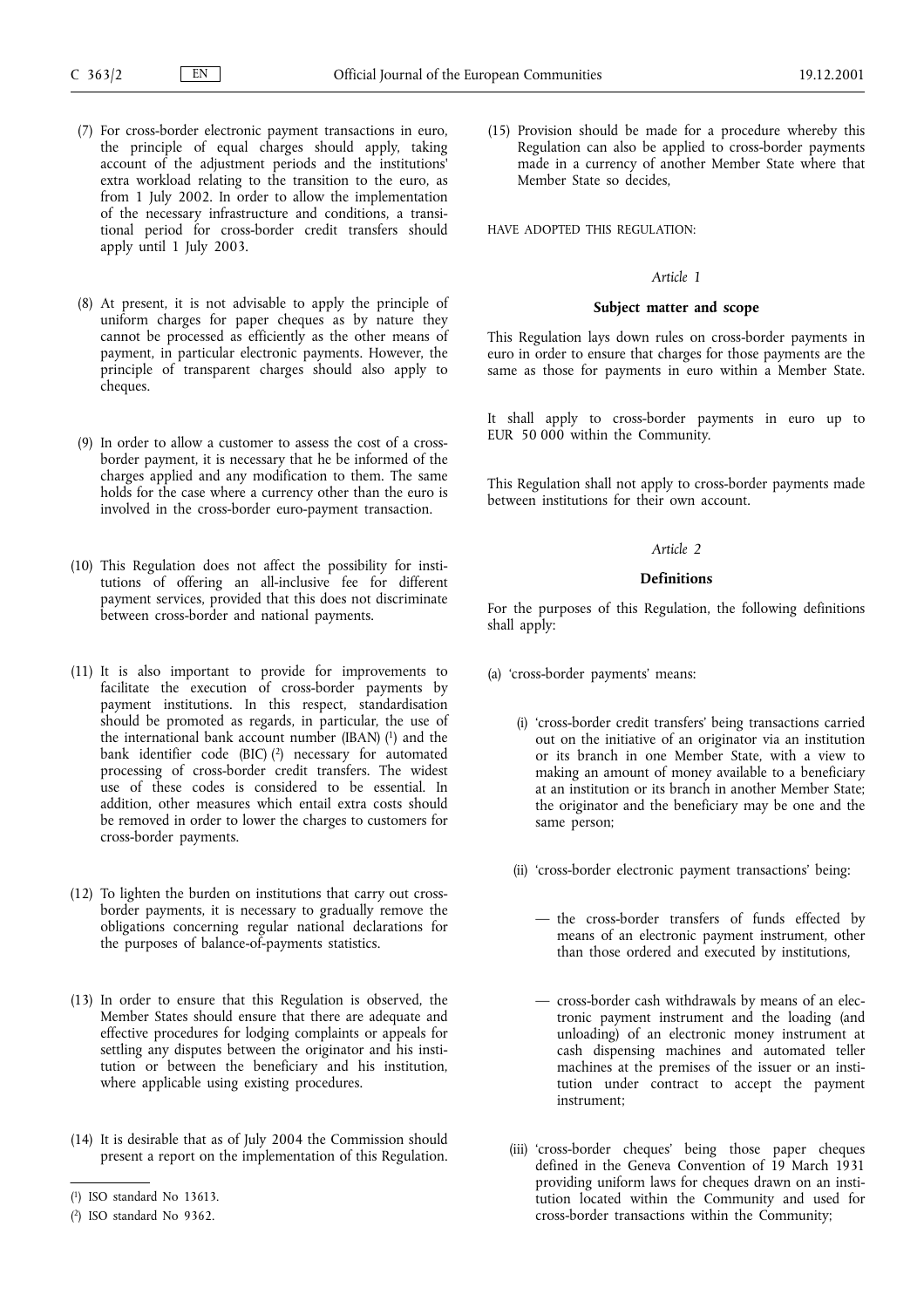(7) For cross-border electronic payment transactions in euro, the principle of equal charges should apply, taking account of the adjustment periods and the institutions' extra workload relating to the transition to the euro, as from 1 July 2002. In order to allow the implementation of the necessary infrastructure and conditions, a transitional period for cross-border credit transfers should apply until 1 July 2003.

(8) At present, it is not advisable to apply the principle of uniform charges for paper cheques as by nature they cannot be processed as efficiently as the other means of payment, in particular electronic payments. However, the principle of transparent charges should also apply to cheques.

(9) In order to allow a customer to assess the cost of a cross-border payment, it is necessary that he be informed of the charges applied and any modification to them. The same holds for the case where a currency other than the euro is involved in the cross-border euro-payment transaction.

(10) This Regulation does not affect the possibility for institutions of offering an all-inclusive fee for different payment services, provided that this does not discriminate between cross-border and national payments.

(11) It is also important to provide for improvements to facilitate the execution of cross-border payments by payment institutions. In this respect, standardisation should be promoted as regards, in particular, the use of the international bank account number (IBAN) [1] and the bank identifier code (BIC) [2] necessary for automated processing of cross-border credit transfers. The widest use of these codes is considered to be essential. In addition, other measures which entail extra costs should be removed in order to lower the charges to customers for cross-border payments.

(12) To lighten the burden on institutions that carry out cross-border payments, it is necessary to gradually remove the obligations concerning regular national declarations for the purposes of balance-of-payments statistics.

(13) In order to ensure that this Regulation is observed, the Member States should ensure that there are adequate and effective procedures for lodging complaints or appeals for settling any disputes between the originator and his institution or between the beneficiary and his institution, where applicable using existing procedures.

(14) It is desirable that as of July 2004 the Commission should present a report on the implementation of this Regulation.

(15) Provision should be made for a procedure whereby this Regulation can also be applied to cross-border payments made in a currency of another Member State where that Member State so decides,

HAVE ADOPTED THIS REGULATION:

*Article 1*

**Subject matter and scope**

This Regulation lays down rules on cross-border payments in euro in order to ensure that charges for those payments are the same as those for payments in euro within a Member State.

It shall apply to cross-border payments in euro up to EUR 50 000 within the Community.

This Regulation shall not apply to cross-border payments made between institutions for their own account.

*Article 2*

**Definitions**

For the purposes of this Regulation, the following definitions shall apply:

(a) 'cross-border payments' means:

(i) 'cross-border credit transfers' being transactions carried out on the initiative of an originator via an institution or its branch in one Member State, with a view to making an amount of money available to a beneficiary at an institution or its branch in another Member State; the originator and the beneficiary may be one and the same person;

(ii) 'cross-border electronic payment transactions' being:

— the cross-border transfers of funds effected by means of an electronic payment instrument, other than those ordered and executed by institutions,

— cross-border cash withdrawals by means of an electronic payment instrument and the loading (and unloading) of an electronic money instrument at cash dispensing machines and automated teller machines at the premises of the issuer or an institution under contract to accept the payment instrument;

(iii) 'cross-border cheques' being those paper cheques defined in the Geneva Convention of 19 March 1931 providing uniform laws for cheques drawn on an institution located within the Community and used for cross-border transactions within the Community;

---

[1] ISO standard No 13613.

[2] ISO standard No 9362.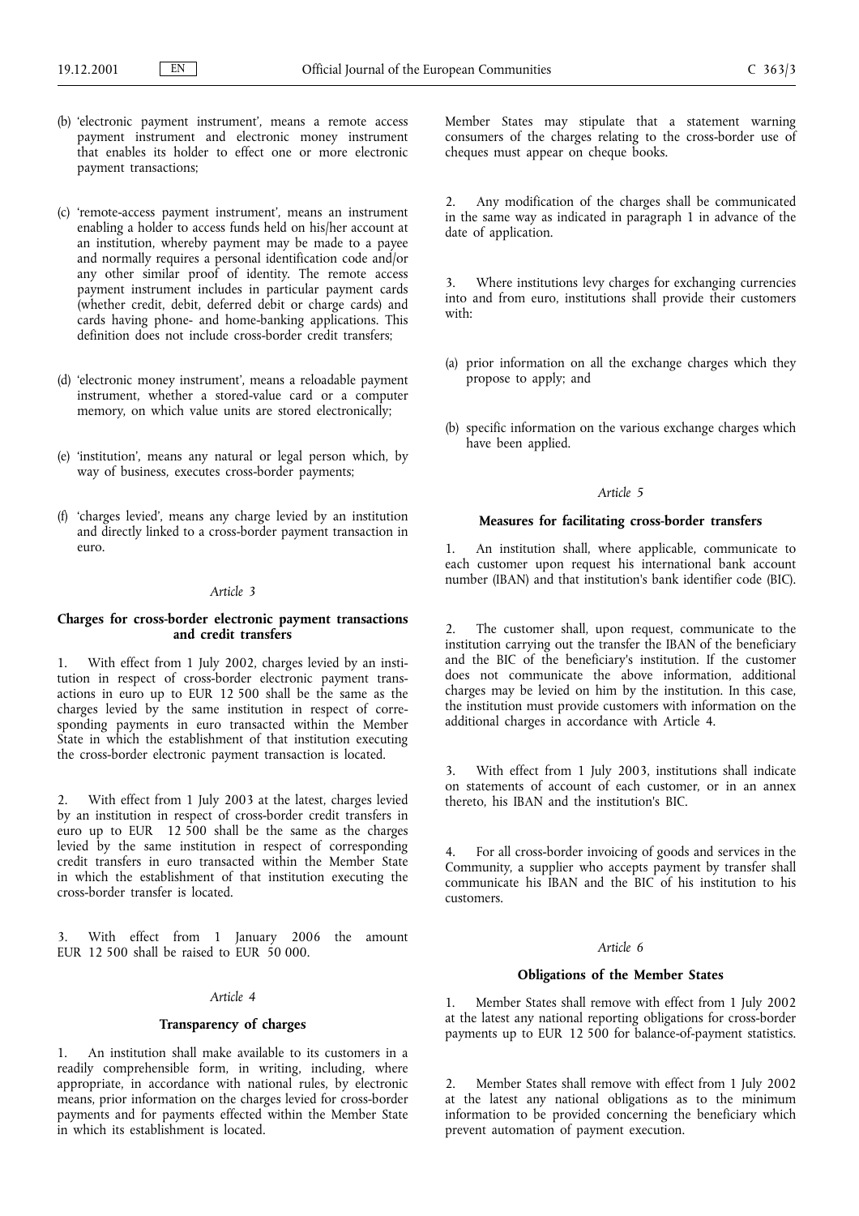(b) 'electronic payment instrument', means a remote access payment instrument and electronic money instrument that enables its holder to effect one or more electronic payment transactions;

(c) 'remote-access payment instrument', means an instrument enabling a holder to access funds held on his/her account at an institution, whereby payment may be made to a payee and normally requires a personal identification code and/or any other similar proof of identity. The remote access payment instrument includes in particular payment cards (whether credit, debit, deferred debit or charge cards) and cards having phone- and home-banking applications. This definition does not include cross-border credit transfers;

(d) 'electronic money instrument', means a reloadable payment instrument, whether a stored-value card or a computer memory, on which value units are stored electronically;

(e) 'institution', means any natural or legal person which, by way of business, executes cross-border payments;

(f) 'charges levied', means any charge levied by an institution and directly linked to a cross-border payment transaction in euro.

*Article 3*

**Charges for cross-border electronic payment transactions and credit transfers**

1. With effect from 1 July 2002, charges levied by an institution in respect of cross-border electronic payment transactions in euro up to EUR 12 500 shall be the same as the charges levied by the same institution in respect of corresponding payments in euro transacted within the Member State in which the establishment of that institution executing the cross-border electronic payment transaction is located.

2. With effect from 1 July 2003 at the latest, charges levied by an institution in respect of cross-border credit transfers in euro up to EUR 12 500 shall be the same as the charges levied by the same institution in respect of corresponding credit transfers in euro transacted within the Member State in which the establishment of that institution executing the cross-border transfer is located.

3. With effect from 1 January 2006 the amount EUR 12 500 shall be raised to EUR 50 000.

*Article 4*

**Transparency of charges**

1. An institution shall make available to its customers in a readily comprehensible form, in writing, including, where appropriate, in accordance with national rules, by electronic means, prior information on the charges levied for cross-border payments and for payments effected within the Member State in which its establishment is located.

Member States may stipulate that a statement warning consumers of the charges relating to the cross-border use of cheques must appear on cheque books.

2. Any modification of the charges shall be communicated in the same way as indicated in paragraph 1 in advance of the date of application.

3. Where institutions levy charges for exchanging currencies into and from euro, institutions shall provide their customers with:

(a) prior information on all the exchange charges which they propose to apply; and

(b) specific information on the various exchange charges which have been applied.

*Article 5*

**Measures for facilitating cross-border transfers**

1. An institution shall, where applicable, communicate to each customer upon request his international bank account number (IBAN) and that institution's bank identifier code (BIC).

2. The customer shall, upon request, communicate to the institution carrying out the transfer the IBAN of the beneficiary and the BIC of the beneficiary's institution. If the customer does not communicate the above information, additional charges may be levied on him by the institution. In this case, the institution must provide customers with information on the additional charges in accordance with Article 4.

3. With effect from 1 July 2003, institutions shall indicate on statements of account of each customer, or in an annex thereto, his IBAN and the institution's BIC.

4. For all cross-border invoicing of goods and services in the Community, a supplier who accepts payment by transfer shall communicate his IBAN and the BIC of his institution to his customers.

*Article 6*

**Obligations of the Member States**

1. Member States shall remove with effect from 1 July 2002 at the latest any national reporting obligations for cross-border payments up to EUR 12 500 for balance-of-payment statistics.

2. Member States shall remove with effect from 1 July 2002 at the latest any national obligations as to the minimum information to be provided concerning the beneficiary which prevent automation of payment execution.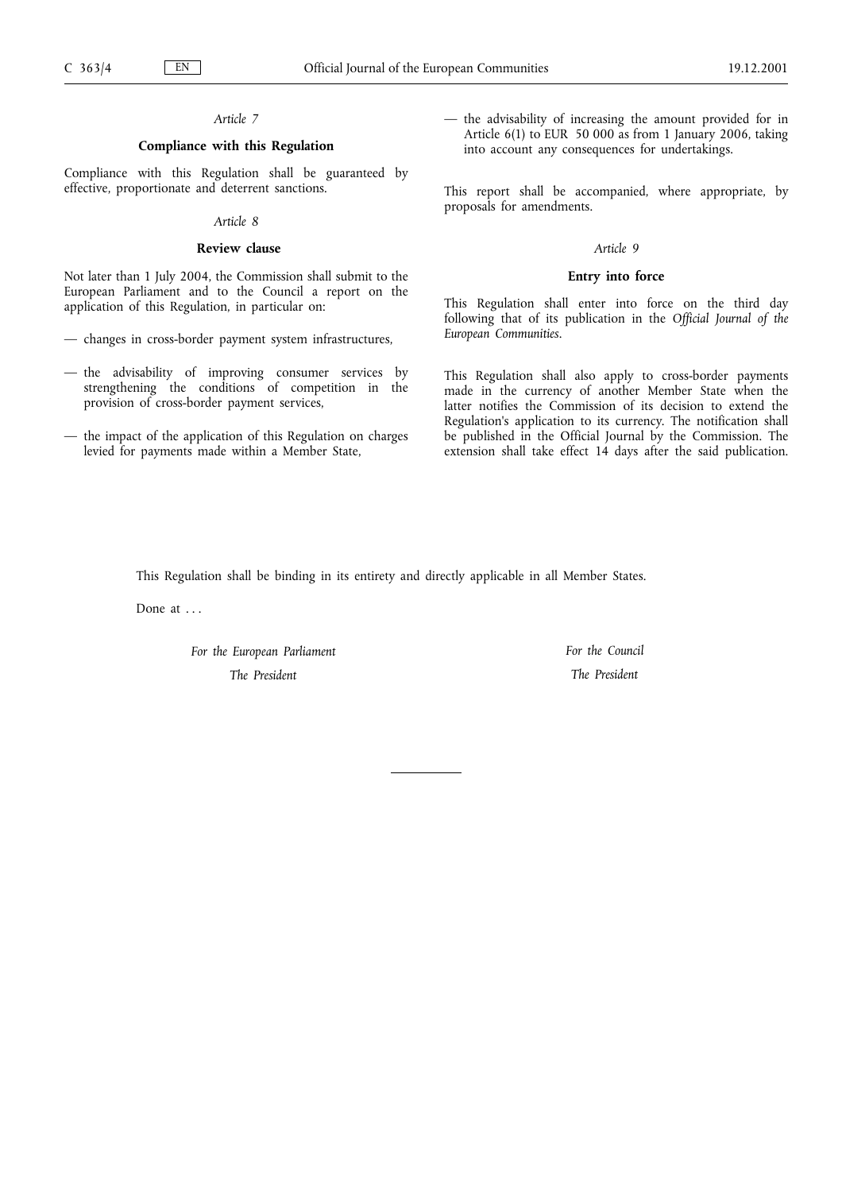*Article 7*

**Compliance with this Regulation**

Compliance with this Regulation shall be guaranteed by effective, proportionate and deterrent sanctions.

*Article 8*

**Review clause**

Not later than 1 July 2004, the Commission shall submit to the European Parliament and to the Council a report on the application of this Regulation, in particular on:

— changes in cross-border payment system infrastructures,

— the advisability of improving consumer services by strengthening the conditions of competition in the provision of cross-border payment services,

— the impact of the application of this Regulation on charges levied for payments made within a Member State,

— the advisability of increasing the amount provided for in Article 6(1) to EUR 50 000 as from 1 January 2006, taking into account any consequences for undertakings.

This report shall be accompanied, where appropriate, by proposals for amendments.

*Article 9*

**Entry into force**

This Regulation shall enter into force on the third day following that of its publication in the *Official Journal of the European Communities*.

This Regulation shall also apply to cross-border payments made in the currency of another Member State when the latter notifies the Commission of its decision to extend the Regulation's application to its currency. The notification shall be published in the Official Journal by the Commission. The extension shall take effect 14 days after the said publication.

This Regulation shall be binding in its entirety and directly applicable in all Member States.

Done at . . .

*For the European Parliament*

*The President*

*For the Council*

*The President*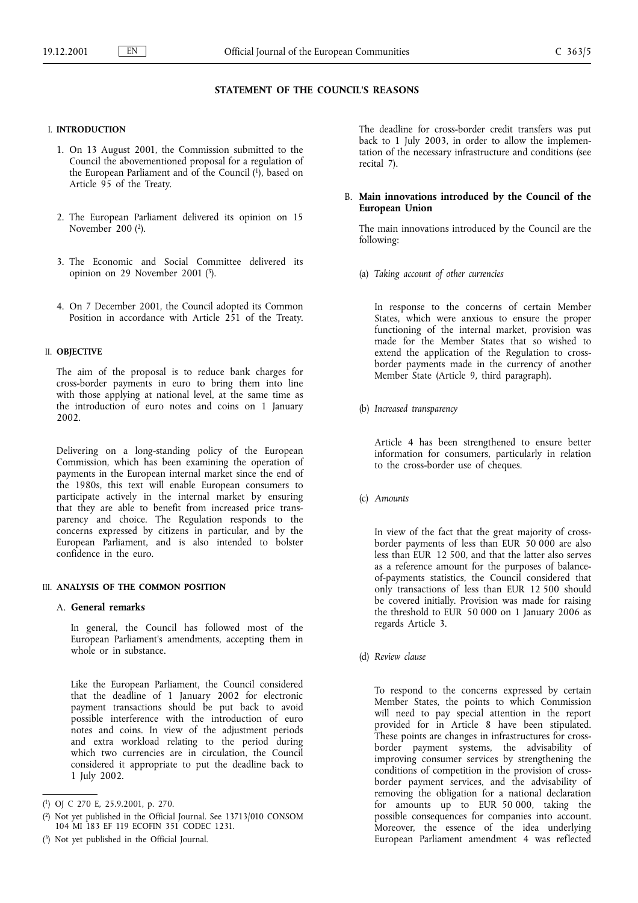## STATEMENT OF THE COUNCIL'S REASONS

### I. INTRODUCTION

1. On 13 August 2001, the Commission submitted to the Council the abovementioned proposal for a regulation of the European Parliament and of the Council [1], based on Article 95 of the Treaty.

2. The European Parliament delivered its opinion on 15 November 200 [2].

3. The Economic and Social Committee delivered its opinion on 29 November 2001 [3].

4. On 7 December 2001, the Council adopted its Common Position in accordance with Article 251 of the Treaty.

### II. OBJECTIVE

The aim of the proposal is to reduce bank charges for cross-border payments in euro to bring them into line with those applying at national level, at the same time as the introduction of euro notes and coins on 1 January 2002.

Delivering on a long-standing policy of the European Commission, which has been examining the operation of payments in the European internal market since the end of the 1980s, this text will enable European consumers to participate actively in the internal market by ensuring that they are able to benefit from increased price transparency and choice. The Regulation responds to the concerns expressed by citizens in particular, and by the European Parliament, and is also intended to bolster confidence in the euro.

### III. ANALYSIS OF THE COMMON POSITION

#### A. General remarks

In general, the Council has followed most of the European Parliament's amendments, accepting them in whole or in substance.

Like the European Parliament, the Council considered that the deadline of 1 January 2002 for electronic payment transactions should be put back to avoid possible interference with the introduction of euro notes and coins. In view of the adjustment periods and extra workload relating to the period during which two currencies are in circulation, the Council considered it appropriate to put the deadline back to 1 July 2002.

The deadline for cross-border credit transfers was put back to 1 July 2003, in order to allow the implementation of the necessary infrastructure and conditions (see recital 7).

#### B. Main innovations introduced by the Council of the European Union

The main innovations introduced by the Council are the following:

(a) *Taking account of other currencies*

In response to the concerns of certain Member States, which were anxious to ensure the proper functioning of the internal market, provision was made for the Member States that so wished to extend the application of the Regulation to cross-border payments made in the currency of another Member State (Article 9, third paragraph).

(b) *Increased transparency*

Article 4 has been strengthened to ensure better information for consumers, particularly in relation to the cross-border use of cheques.

(c) *Amounts*

In view of the fact that the great majority of cross-border payments of less than EUR 50 000 are also less than EUR 12 500, and that the latter also serves as a reference amount for the purposes of balance-of-payments statistics, the Council considered that only transactions of less than EUR 12 500 should be covered initially. Provision was made for raising the threshold to EUR 50 000 on 1 January 2006 as regards Article 3.

(d) *Review clause*

To respond to the concerns expressed by certain Member States, the points to which Commission will need to pay special attention in the report provided for in Article 8 have been stipulated. These points are changes in infrastructures for cross-border payment systems, the advisability of improving consumer services by strengthening the conditions of competition in the provision of cross-border payment services, and the advisability of removing the obligation for a national declaration for amounts up to EUR 50 000, taking the possible consequences for companies into account. Moreover, the essence of the idea underlying European Parliament amendment 4 was reflected

---

[1] OJ C 270 E, 25.9.2001, p. 270.

[2] Not yet published in the Official Journal. See 13713/010 CONSOM 104 MI 183 EF 119 ECOFIN 351 CODEC 1231.

[3] Not yet published in the Official Journal.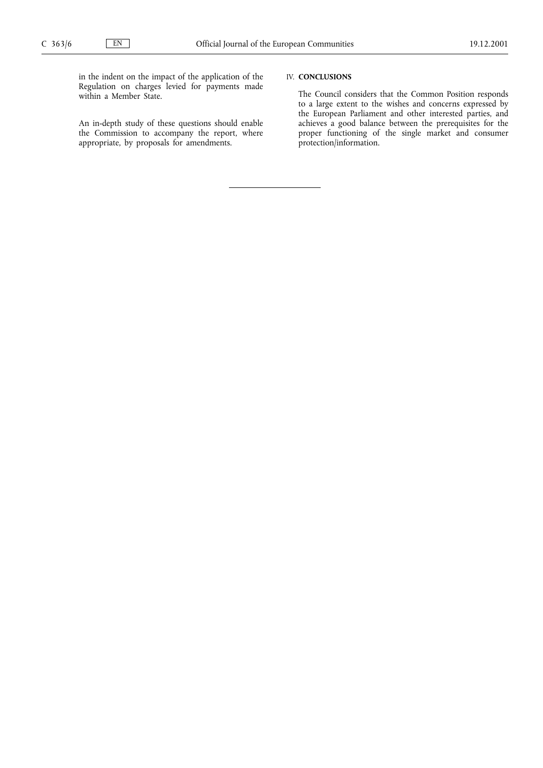in the indent on the impact of the application of the Regulation on charges levied for payments made within a Member State.

An in-depth study of these questions should enable the Commission to accompany the report, where appropriate, by proposals for amendments.

## IV. **CONCLUSIONS**

The Council considers that the Common Position responds to a large extent to the wishes and concerns expressed by the European Parliament and other interested parties, and achieves a good balance between the prerequisites for the proper functioning of the single market and consumer protection/information.